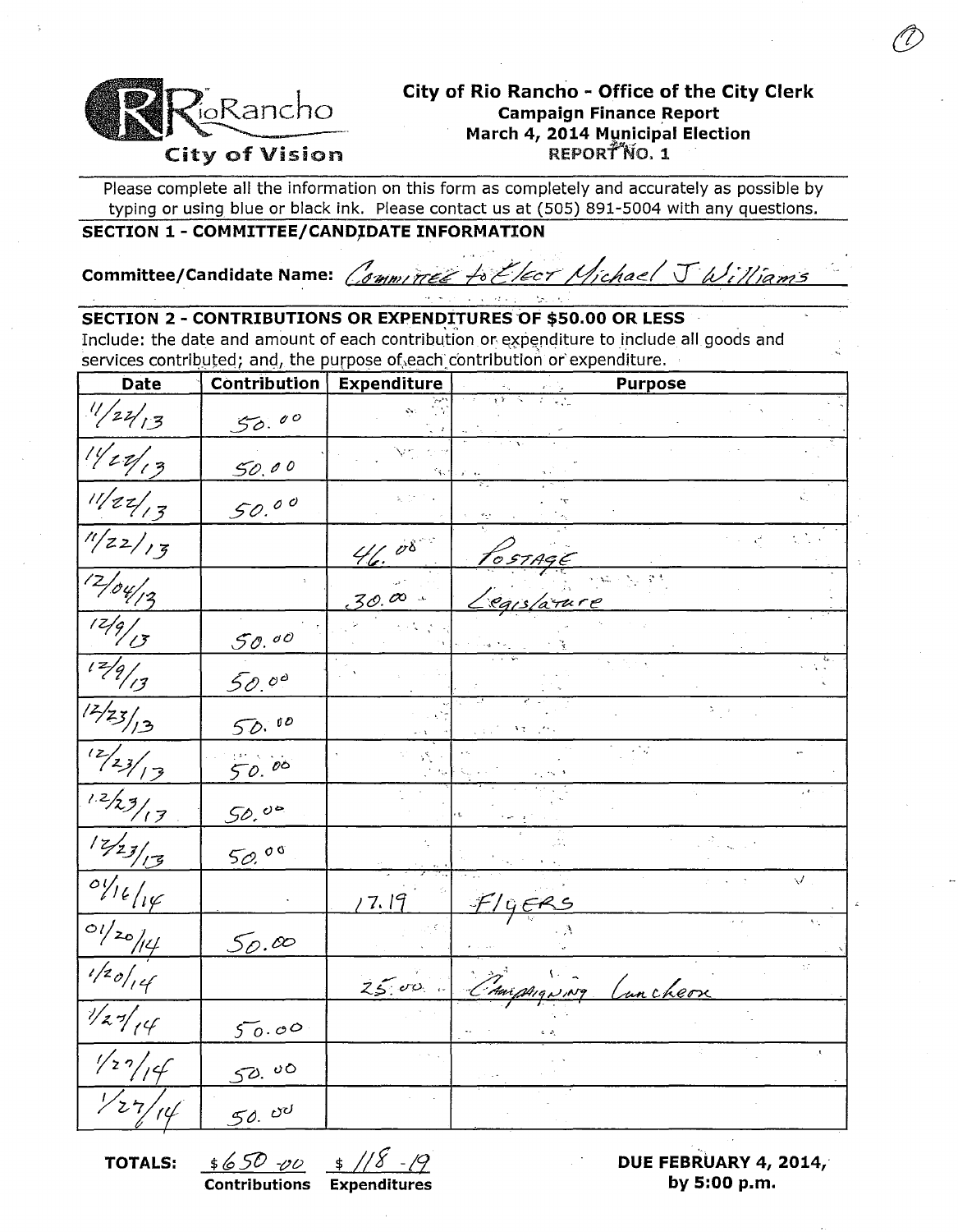RioRancho City of Vision

# City of Rio Rancho - Office of the City Clerk

## Campaign Finance Report

## March 4, 2014 Municipal Election

## REPORT NO. 1

Please complete all the information on this form as completely and accurately as possible by typing or using blue or black ink. Please contact us at (505) 891-5004 with any questions.

**SECTION 1 - COMMITTEE/CANDIDATE INFORMATION**

**Committee/Candidate Name:** Committee to Elect Michael J Williams

**SECTION 2 - CONTRIBUTIONS OR EXPENDITURES OF $50.00 OR LESS**

Include: the date and amount of each contribution or expenditure to include all goods and services contributed; and, the purpose of each contribution or expenditure.

| Date | Contribution | Expenditure | Purpose |
|---|---|---|---|
| 11/22/13 | 50.00 | | |
| 11/22/13 | 50.00 | | |
| 11/22/13 | 50.00 | | |
| 11/22/13 | | 46.08 | Postage |
| 12/04/13 | | 30.00 | Legislature |
| 12/9/13 | 50.00 | | |
| 12/9/13 | 50.00 | | |
| 12/23/13 | 50.00 | | |
| 12/23/13 | 50.00 | | |
| 12/23/13 | 50.00 | | |
| 12/23/13 | 50.00 | | |
| 01/16/14 | | 17.19 | Flyers |
| 01/20/14 | 50.00 | | |
| 1/20/14 | | 25.00 | Campaigning Luncheon |
| 1/27/14 | 50.00 | | |
| 1/27/14 | 50.00 | | |
| 1/27/14 | 50.00 | | |

**TOTALS:** $650.00 **Contributions** $118.19 **Expenditures**

**DUE FEBRUARY 4, 2014, by 5:00 p.m.**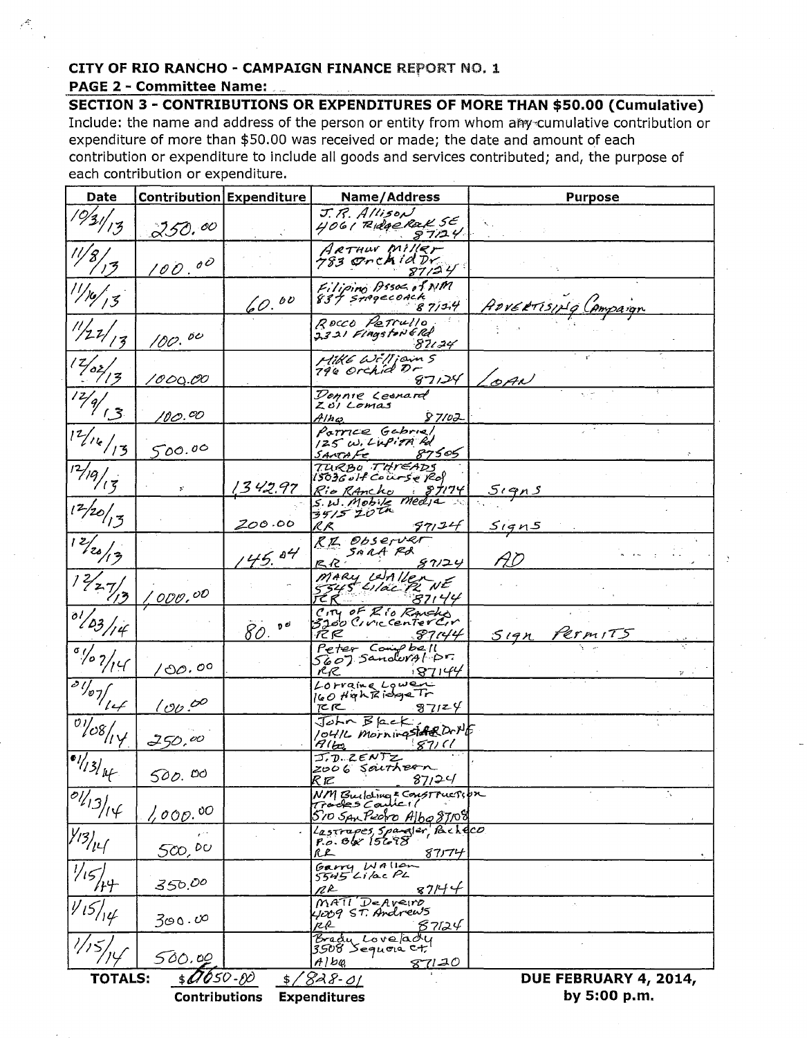**CITY OF RIO RANCHO - CAMPAIGN FINANCE REPORT NO. 1**

**PAGE 2 - Committee Name:**

## SECTION 3 - CONTRIBUTIONS OR EXPENDITURES OF MORE THAN $50.00 (Cumulative)

Include: the name and address of the person or entity from whom any cumulative contribution or expenditure of more than $50.00 was received or made; the date and amount of each contribution or expenditure to include all goods and services contributed; and, the purpose of each contribution or expenditure.

| Date | Contribution | Expenditure | Name/Address | Purpose |
|---|---|---|---|---|
| 10/31/13 | 250.00 | | J. R. Allison 4061 Ridge Rock SE 87124 | |
| 11/8/13 | 100.00 | | Arthur Miller 783 Orchid Dr 87124 | |
| 11/16/13 | | 60.00 | Filipino Assoc of NM 834 Stagecoach 87124 | Advertising Campaign |
| 11/22/13 | 100.00 | | Rocco Petrullo 2321 Flagstone Rd 87124 | |
| 12/02/13 | 1000.00 | | Mike Williams 796 Orchid Dr 87124 | Loan |
| 12/9/13 | 100.00 | | Donnie Leonard 201 Lomas Albq 87102 | |
| 12/16/13 | 500.00 | | Patrice Gabriel 125 W. Lupita Rd Santa Fe 87505 | |
| 12/19/13 | | 1342.97 | Turbo Threads 1503 Golf Course Rd Rio Rancho 87174 | Signs |
| 12/20/13 | | 200.00 | S.W. Mobile Media 3515 20th RR 87124 | Signs |
| 12/20/13 | | 145.04 | RR Observer Sara Rd RR 87124 | AD |
| 12/27/13 | 1,000.00 | | Mary Waller 5545 Lilac Pl NE RR 87144 | |
| 01/03/14 | | 80.00 | City of Rio Rancho 3200 Civic Center Cir RR 87144 | Sign Permits |
| 01/07/14 | 100.00 | | Peter Campbell 5607 Sandoval Dr. RR 87144 | |
| 01/07/14 | 100.00 | | Lorraine Lowen 160 High Ridge Tr RR 87124 | |
| 01/08/14 | 250.00 | | John Black 10416 Morningstar Dr NE Albq 87111 | |
| 01/13/14 | 500.00 | | J.D. Zentz 2006 Southern RR 87124 | |
| 01/13/14 | 1,000.00 | | NM Building & Construction Trades Council 510 San Pedro Albq 87108 | |
| 1/13/14 | 500.00 | | Lastrapes, Spangler, Pacheco P.O. Box 15698 RR 87174 | |
| 1/15/14 | 350.00 | | Garry Wallen 5545 Lilac PL RR 87144 | |
| 1/15/14 | 300.00 | | Matt DeAveiro 4009 St. Andrews RR 87124 | |
| 1/15/14 | 500.00 | | Brady Lovelady 3508 Sequoia Ct. Albq 87120 | |
| **TOTALS:** | $6650.00 Contributions | $1828.01 Expenditures | | **DUE FEBRUARY 4, 2014, by 5:00 p.m.** |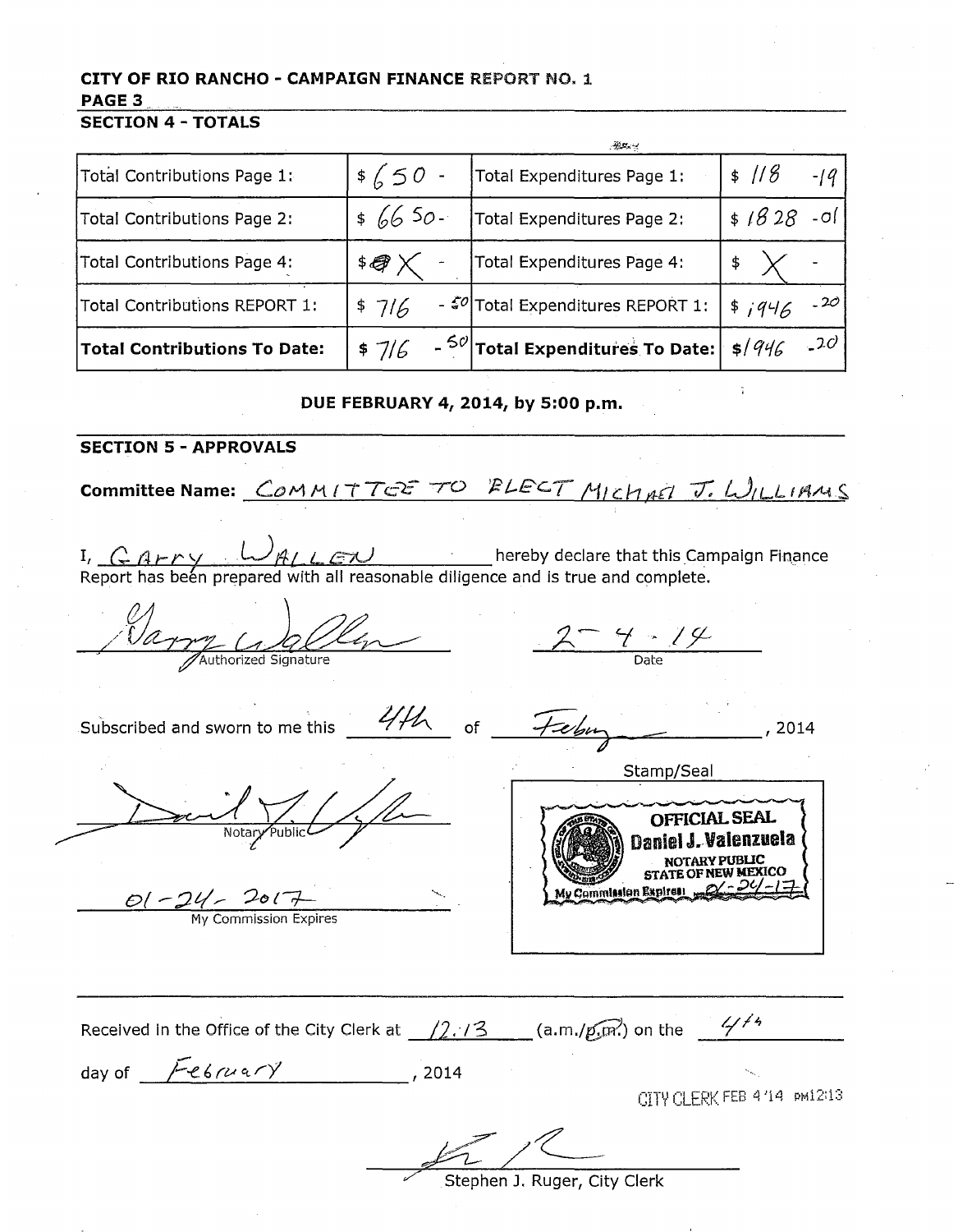**CITY OF RIO RANCHO - CAMPAIGN FINANCE REPORT NO. 1**
**PAGE 3**

**SECTION 4 - TOTALS**

| | | | |
|---|---|---|---|
| Total Contributions Page 1: | $ 650 - | Total Expenditures Page 1: | $ 118 -19 |
| Total Contributions Page 2: | $ 66 50- | Total Expenditures Page 2: | $ 1828 -01 |
| Total Contributions Page 4: | $ X - | Total Expenditures Page 4: | $ X - |
| Total Contributions REPORT 1: | $ 716 -50 | Total Expenditures REPORT 1: | $ 1946 -20 |
| **Total Contributions To Date:** | $ 716 -50 | **Total Expenditures To Date:** | $ 1946 -20 |

**DUE FEBRUARY 4, 2014, by 5:00 p.m.**

**SECTION 5 - APPROVALS**

**Committee Name:** COMMITTEE TO ELECT MICHAEL J. WILLIAMS

I, GARRY WALLEN hereby declare that this Campaign Finance Report has been prepared with all reasonable diligence and is true and complete.

Garry Wallen
Authorized Signature

2-4-14
Date

Subscribed and sworn to me this 4th of Febuary, 2014

Stamp/Seal

OFFICIAL SEAL
Daniel J. Valenzuela
NOTARY PUBLIC
STATE OF NEW MEXICO
My Commission Expires: 01-24-17

Notary Public

01-24-2017
My Commission Expires

Received in the Office of the City Clerk at 12:13 (a.m./p.m.) on the 4th day of February, 2014

CITY CLERK FEB 4 '14 PM12:13

Stephen J. Ruger, City Clerk